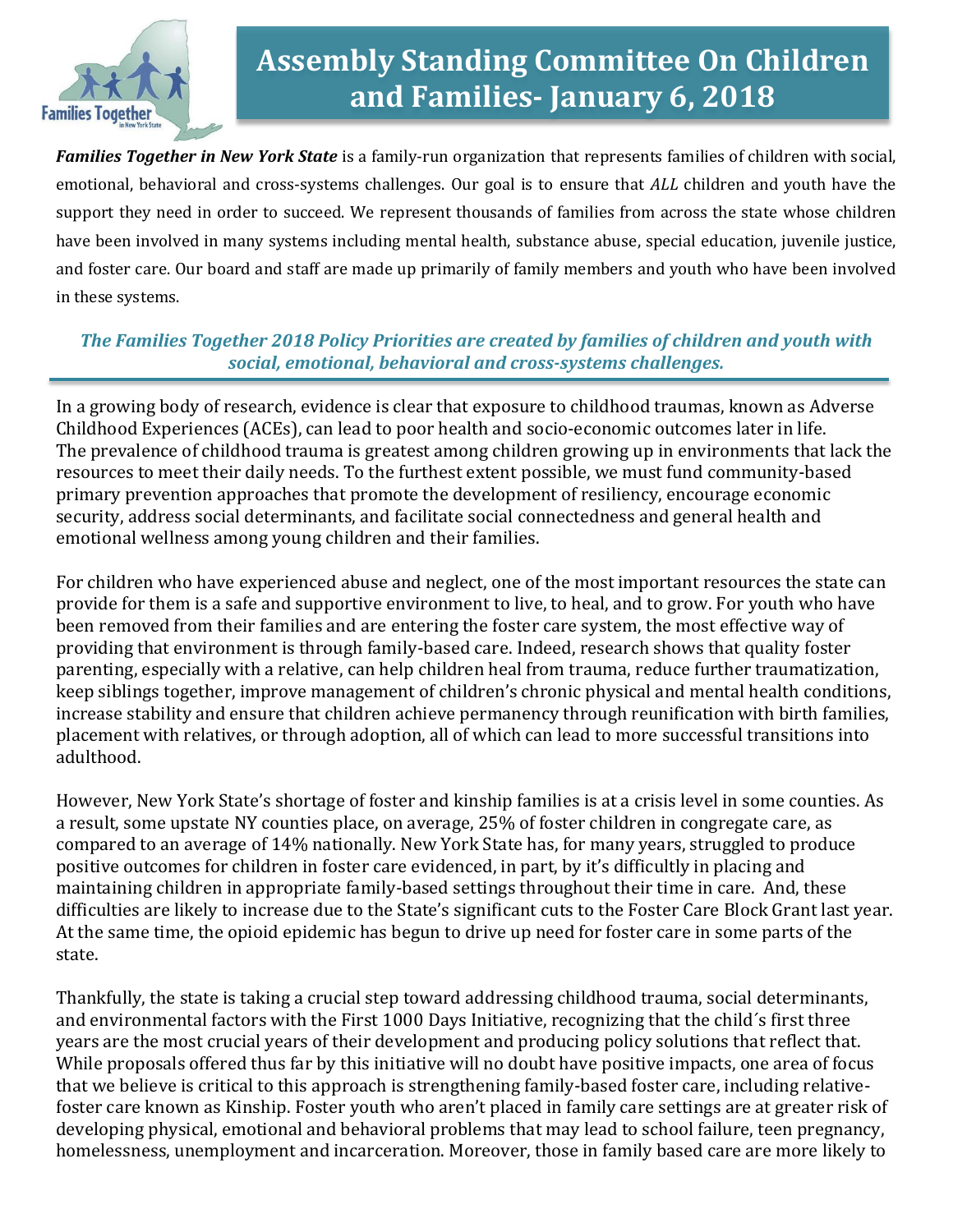# Assembly Standing Committee On Children and Families- January 6, 2018

***Families Together in New York State*** is a family-run organization that represents families of children with social, emotional, behavioral and cross-systems challenges. Our goal is to ensure that *ALL* children and youth have the support they need in order to succeed. We represent thousands of families from across the state whose children have been involved in many systems including mental health, substance abuse, special education, juvenile justice, and foster care. Our board and staff are made up primarily of family members and youth who have been involved in these systems.

***The Families Together 2018 Policy Priorities are created by families of children and youth with social, emotional, behavioral and cross-systems challenges.***

In a growing body of research, evidence is clear that exposure to childhood traumas, known as Adverse Childhood Experiences (ACEs), can lead to poor health and socio-economic outcomes later in life. The prevalence of childhood trauma is greatest among children growing up in environments that lack the resources to meet their daily needs. To the furthest extent possible, we must fund community-based primary prevention approaches that promote the development of resiliency, encourage economic security, address social determinants, and facilitate social connectedness and general health and emotional wellness among young children and their families.

For children who have experienced abuse and neglect, one of the most important resources the state can provide for them is a safe and supportive environment to live, to heal, and to grow. For youth who have been removed from their families and are entering the foster care system, the most effective way of providing that environment is through family-based care. Indeed, research shows that quality foster parenting, especially with a relative, can help children heal from trauma, reduce further traumatization, keep siblings together, improve management of children's chronic physical and mental health conditions, increase stability and ensure that children achieve permanency through reunification with birth families, placement with relatives, or through adoption, all of which can lead to more successful transitions into adulthood.

However, New York State's shortage of foster and kinship families is at a crisis level in some counties. As a result, some upstate NY counties place, on average, 25% of foster children in congregate care, as compared to an average of 14% nationally. New York State has, for many years, struggled to produce positive outcomes for children in foster care evidenced, in part, by it's difficultly in placing and maintaining children in appropriate family-based settings throughout their time in care. And, these difficulties are likely to increase due to the State's significant cuts to the Foster Care Block Grant last year. At the same time, the opioid epidemic has begun to drive up need for foster care in some parts of the state.

Thankfully, the state is taking a crucial step toward addressing childhood trauma, social determinants, and environmental factors with the First 1000 Days Initiative, recognizing that the child´s first three years are the most crucial years of their development and producing policy solutions that reflect that. While proposals offered thus far by this initiative will no doubt have positive impacts, one area of focus that we believe is critical to this approach is strengthening family-based foster care, including relative-foster care known as Kinship. Foster youth who aren't placed in family care settings are at greater risk of developing physical, emotional and behavioral problems that may lead to school failure, teen pregnancy, homelessness, unemployment and incarceration. Moreover, those in family based care are more likely to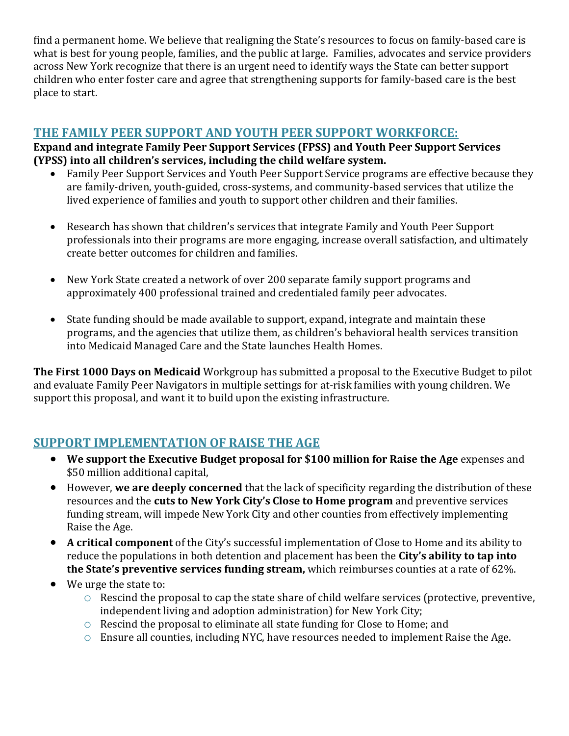find a permanent home. We believe that realigning the State's resources to focus on family-based care is what is best for young people, families, and the public at large. Families, advocates and service providers across New York recognize that there is an urgent need to identify ways the State can better support children who enter foster care and agree that strengthening supports for family-based care is the best place to start.

## THE FAMILY PEER SUPPORT AND YOUTH PEER SUPPORT WORKFORCE:

**Expand and integrate Family Peer Support Services (FPSS) and Youth Peer Support Services (YPSS) into all children's services, including the child welfare system.**

- Family Peer Support Services and Youth Peer Support Service programs are effective because they are family-driven, youth-guided, cross-systems, and community-based services that utilize the lived experience of families and youth to support other children and their families.

- Research has shown that children's services that integrate Family and Youth Peer Support professionals into their programs are more engaging, increase overall satisfaction, and ultimately create better outcomes for children and families.

- New York State created a network of over 200 separate family support programs and approximately 400 professional trained and credentialed family peer advocates.

- State funding should be made available to support, expand, integrate and maintain these programs, and the agencies that utilize them, as children's behavioral health services transition into Medicaid Managed Care and the State launches Health Homes.

**The First 1000 Days on Medicaid** Workgroup has submitted a proposal to the Executive Budget to pilot and evaluate Family Peer Navigators in multiple settings for at-risk families with young children. We support this proposal, and want it to build upon the existing infrastructure.

## SUPPORT IMPLEMENTATION OF RAISE THE AGE

- **We support the Executive Budget proposal for $100 million for Raise the Age** expenses and $50 million additional capital,
- However, **we are deeply concerned** that the lack of specificity regarding the distribution of these resources and the **cuts to New York City's Close to Home program** and preventive services funding stream, will impede New York City and other counties from effectively implementing Raise the Age.
- **A critical component** of the City's successful implementation of Close to Home and its ability to reduce the populations in both detention and placement has been the **City's ability to tap into the State's preventive services funding stream,** which reimburses counties at a rate of 62%.
- We urge the state to:
  - Rescind the proposal to cap the state share of child welfare services (protective, preventive, independent living and adoption administration) for New York City;
  - Rescind the proposal to eliminate all state funding for Close to Home; and
  - Ensure all counties, including NYC, have resources needed to implement Raise the Age.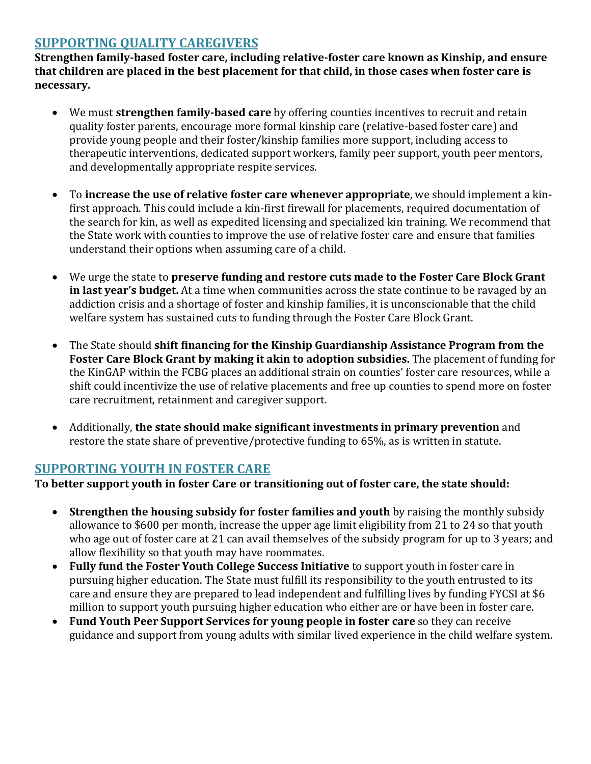## SUPPORTING QUALITY CAREGIVERS

**Strengthen family-based foster care, including relative-foster care known as Kinship, and ensure that children are placed in the best placement for that child, in those cases when foster care is necessary.**

- We must **strengthen family-based care** by offering counties incentives to recruit and retain quality foster parents, encourage more formal kinship care (relative-based foster care) and provide young people and their foster/kinship families more support, including access to therapeutic interventions, dedicated support workers, family peer support, youth peer mentors, and developmentally appropriate respite services.

- To **increase the use of relative foster care whenever appropriate**, we should implement a kin-first approach. This could include a kin-first firewall for placements, required documentation of the search for kin, as well as expedited licensing and specialized kin training. We recommend that the State work with counties to improve the use of relative foster care and ensure that families understand their options when assuming care of a child.

- We urge the state to **preserve funding and restore cuts made to the Foster Care Block Grant in last year's budget.** At a time when communities across the state continue to be ravaged by an addiction crisis and a shortage of foster and kinship families, it is unconscionable that the child welfare system has sustained cuts to funding through the Foster Care Block Grant.

- The State should **shift financing for the Kinship Guardianship Assistance Program from the Foster Care Block Grant by making it akin to adoption subsidies.** The placement of funding for the KinGAP within the FCBG places an additional strain on counties' foster care resources, while a shift could incentivize the use of relative placements and free up counties to spend more on foster care recruitment, retainment and caregiver support.

- Additionally, **the state should make significant investments in primary prevention** and restore the state share of preventive/protective funding to 65%, as is written in statute.

## SUPPORTING YOUTH IN FOSTER CARE

**To better support youth in foster Care or transitioning out of foster care, the state should:**

- **Strengthen the housing subsidy for foster families and youth** by raising the monthly subsidy allowance to $600 per month, increase the upper age limit eligibility from 21 to 24 so that youth who age out of foster care at 21 can avail themselves of the subsidy program for up to 3 years; and allow flexibility so that youth may have roommates.
- **Fully fund the Foster Youth College Success Initiative** to support youth in foster care in pursuing higher education. The State must fulfill its responsibility to the youth entrusted to its care and ensure they are prepared to lead independent and fulfilling lives by funding FYCSI at $6 million to support youth pursuing higher education who either are or have been in foster care.
- **Fund Youth Peer Support Services for young people in foster care** so they can receive guidance and support from young adults with similar lived experience in the child welfare system.